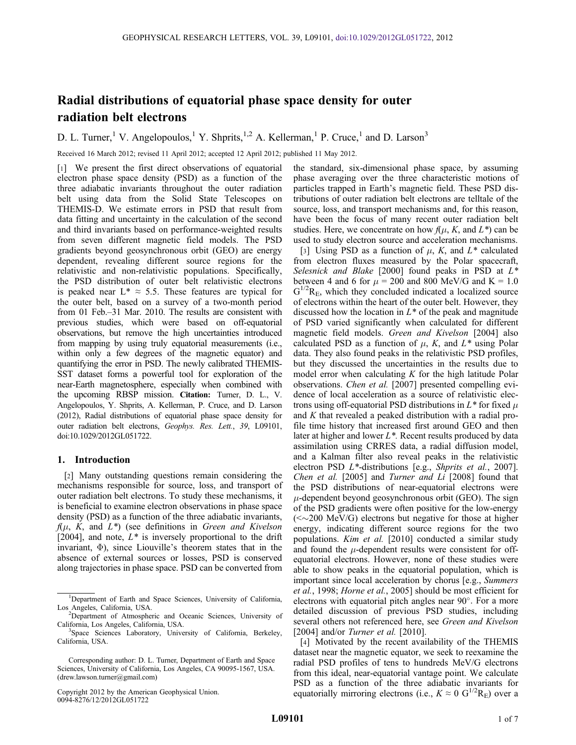# Radial distributions of equatorial phase space density for outer radiation belt electrons

D. L. Turner,[1] V. Angelopoulos,[1] Y. Shprits,[1,2] A. Kellerman,[1] P. Cruce,[1] and D. Larson[3]

Received 16 March 2012; revised 11 April 2012; accepted 12 April 2012; published 11 May 2012.

[1] We present the first direct observations of equatorial electron phase space density (PSD) as a function of the three adiabatic invariants throughout the outer radiation belt using data from the Solid State Telescopes on THEMIS-D. We estimate errors in PSD that result from data fitting and uncertainty in the calculation of the second and third invariants based on performance-weighted results from seven different magnetic field models. The PSD gradients beyond geosynchronous orbit (GEO) are energy dependent, revealing different source regions for the relativistic and non-relativistic populations. Specifically, the PSD distribution of outer belt relativistic electrons is peaked near $L^* \approx 5.5$. These features are typical for the outer belt, based on a survey of a two-month period from 01 Feb.–31 Mar. 2010. The results are consistent with previous studies, which were based on off-equatorial observations, but remove the high uncertainties introduced from mapping by using truly equatorial measurements (i.e., within only a few degrees of the magnetic equator) and quantifying the error in PSD. The newly calibrated THEMIS-SST dataset forms a powerful tool for exploration of the near-Earth magnetosphere, especially when combined with the upcoming RBSP mission. **Citation:** Turner, D. L., V. Angelopoulos, Y. Shprits, A. Kellerman, P. Cruce, and D. Larson (2012), Radial distributions of equatorial phase space density for outer radiation belt electrons, *Geophys. Res. Lett.*, *39*, L09101, doi:10.1029/2012GL051722.

## 1. Introduction

[2] Many outstanding questions remain considering the mechanisms responsible for source, loss, and transport of outer radiation belt electrons. To study these mechanisms, it is beneficial to examine electron observations in phase space density (PSD) as a function of the three adiabatic invariants, $f(\mu, K, \text{and } L^*)$ (see definitions in *Green and Kivelson* [2004], and note, $L^*$ is inversely proportional to the drift invariant, $\Phi$), since Liouville's theorem states that in the absence of external sources or losses, PSD is conserved along trajectories in phase space. PSD can be converted from the standard, six-dimensional phase space, by assuming phase averaging over the three characteristic motions of particles trapped in Earth's magnetic field. These PSD distributions of outer radiation belt electrons are telltale of the source, loss, and transport mechanisms and, for this reason, have been the focus of many recent outer radiation belt studies. Here, we concentrate on how $f(\mu, K, \text{and } L^*)$ can be used to study electron source and acceleration mechanisms.

[3] Using PSD as a function of $\mu$, $K$, and $L^*$ calculated from electron fluxes measured by the Polar spacecraft, *Selesnick and Blake* [2000] found peaks in PSD at $L^*$ between 4 and 6 for $\mu$ = 200 and 800 MeV/G and K = 1.0 $G^{1/2}R_E$, which they concluded indicated a localized source of electrons within the heart of the outer belt. However, they discussed how the location in $L^*$ of the peak and magnitude of PSD varied significantly when calculated for different magnetic field models. *Green and Kivelson* [2004] also calculated PSD as a function of $\mu$, $K$, and $L^*$ using Polar data. They also found peaks in the relativistic PSD profiles, but they discussed the uncertainties in the results due to model error when calculating $K$ for the high latitude Polar observations. *Chen et al.* [2007] presented compelling evidence of local acceleration as a source of relativistic electrons using off-equatorial PSD distributions in $L^*$ for fixed $\mu$ and $K$ that revealed a peaked distribution with a radial profile time history that increased first around GEO and then later at higher and lower $L^*$. Recent results produced by data assimilation using CRRES data, a radial diffusion model, and a Kalman filter also reveal peaks in the relativistic electron PSD $L^*$-distributions [e.g., *Shprits et al.*, 2007]. *Chen et al.* [2005] and *Turner and Li* [2008] found that the PSD distributions of near-equatorial electrons were $\mu$-dependent beyond geosynchronous orbit (GEO). The sign of the PSD gradients were often positive for the low-energy (<~200 MeV/G) electrons but negative for those at higher energy, indicating different source regions for the two populations. *Kim et al.* [2010] conducted a similar study and found the $\mu$-dependent results were consistent for off-equatorial electrons. However, none of these studies were able to show peaks in the equatorial population, which is important since local acceleration by chorus [e.g., *Summers et al.*, 1998; *Horne et al.*, 2005] should be most efficient for electrons with equatorial pitch angles near 90°. For a more detailed discussion of previous PSD studies, including several others not referenced here, see *Green and Kivelson* [2004] and/or *Turner et al.* [2010].

[4] Motivated by the recent availability of the THEMIS dataset near the magnetic equator, we seek to reexamine the radial PSD profiles of tens to hundreds MeV/G electrons from this ideal, near-equatorial vantage point. We calculate PSD as a function of the three adiabatic invariants for equatorially mirroring electrons (i.e., $K \approx 0$ $G^{1/2}R_E$) over a

---

[1]Department of Earth and Space Sciences, University of California, Los Angeles, California, USA.

[2]Department of Atmospheric and Oceanic Sciences, University of California, Los Angeles, California, USA.

[3]Space Sciences Laboratory, University of California, Berkeley, California, USA.

Corresponding author: D. L. Turner, Department of Earth and Space Sciences, University of California, Los Angeles, CA 90095-1567, USA. (drew.lawson.turner@gmail.com)

Copyright 2012 by the American Geophysical Union.
0094-8276/12/2012GL051722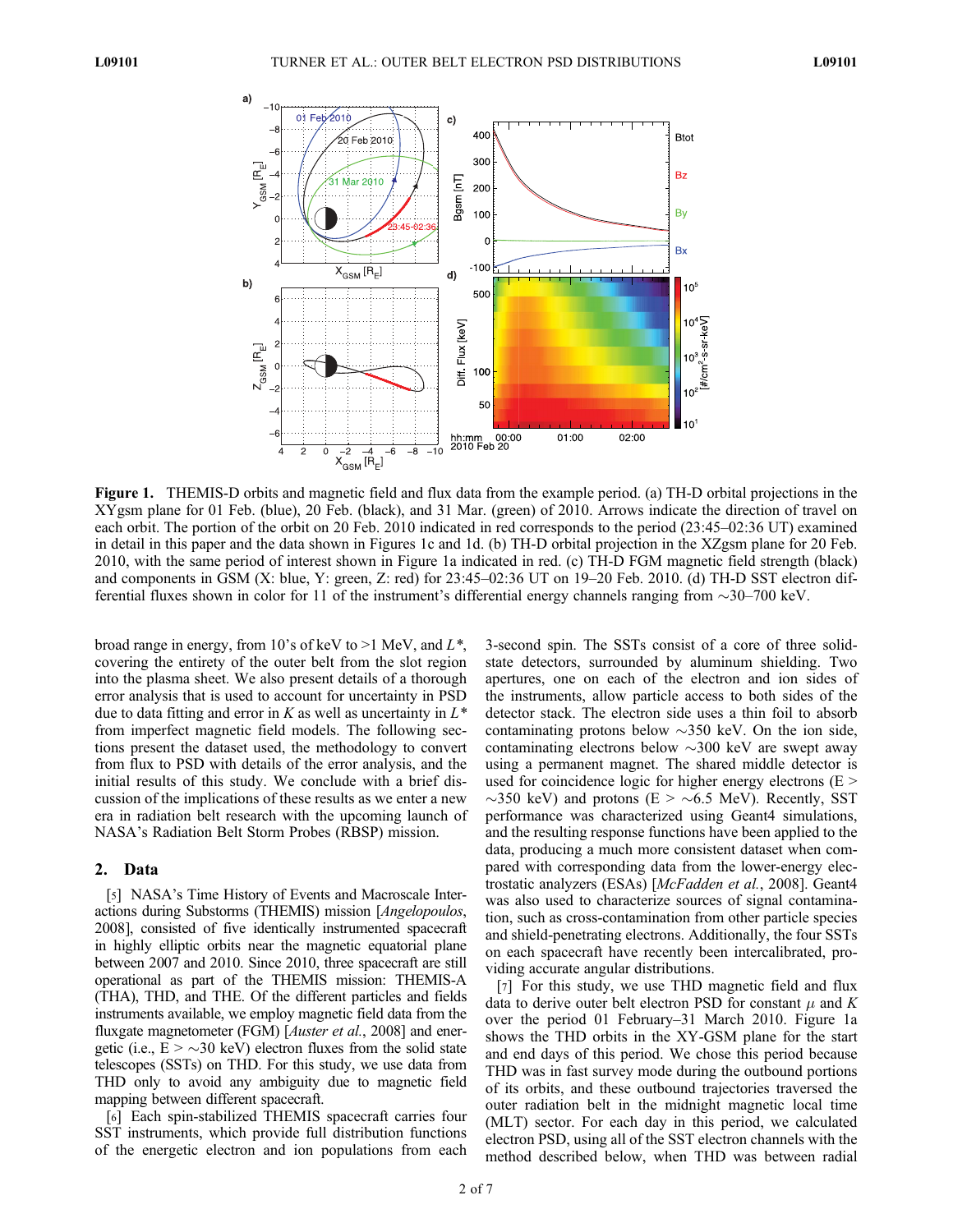**Figure 1.** THEMIS-D orbits and magnetic field and flux data from the example period. (a) TH-D orbital projections in the XYgsm plane for 01 Feb. (blue), 20 Feb. (black), and 31 Mar. (green) of 2010. Arrows indicate the direction of travel on each orbit. The portion of the orbit on 20 Feb. 2010 indicated in red corresponds to the period (23:45–02:36 UT) examined in detail in this paper and the data shown in Figures 1c and 1d. (b) TH-D orbital projection in the XZgsm plane for 20 Feb. 2010, with the same period of interest shown in Figure 1a indicated in red. (c) TH-D FGM magnetic field strength (black) and components in GSM (X: blue, Y: green, Z: red) for 23:45–02:36 UT on 19–20 Feb. 2010. (d) TH-D SST electron differential fluxes shown in color for 11 of the instrument's differential energy channels ranging from ~30–700 keV.

broad range in energy, from 10's of keV to >1 MeV, and $L^*$, covering the entirety of the outer belt from the slot region into the plasma sheet. We also present details of a thorough error analysis that is used to account for uncertainty in PSD due to data fitting and error in $K$ as well as uncertainty in $L^*$ from imperfect magnetic field models. The following sections present the dataset used, the methodology to convert from flux to PSD with details of the error analysis, and the initial results of this study. We conclude with a brief discussion of the implications of these results as we enter a new era in radiation belt research with the upcoming launch of NASA's Radiation Belt Storm Probes (RBSP) mission.

## 2. Data

[5] NASA's Time History of Events and Macroscale Interactions during Substorms (THEMIS) mission [*Angelopoulos*, 2008], consisted of five identically instrumented spacecraft in highly elliptic orbits near the magnetic equatorial plane between 2007 and 2010. Since 2010, three spacecraft are still operational as part of the THEMIS mission: THEMIS-A (THA), THD, and THE. Of the different particles and fields instruments available, we employ magnetic field data from the fluxgate magnetometer (FGM) [*Auster et al.*, 2008] and energetic (i.e., E > ~30 keV) electron fluxes from the solid state telescopes (SSTs) on THD. For this study, we use data from THD only to avoid any ambiguity due to magnetic field mapping between different spacecraft.

[6] Each spin-stabilized THEMIS spacecraft carries four SST instruments, which provide full distribution functions of the energetic electron and ion populations from each 3-second spin. The SSTs consist of a core of three solid-state detectors, surrounded by aluminum shielding. Two apertures, one on each of the electron and ion sides of the instruments, allow particle access to both sides of the detector stack. The electron side uses a thin foil to absorb contaminating protons below ~350 keV. On the ion side, contaminating electrons below ~300 keV are swept away using a permanent magnet. The shared middle detector is used for coincidence logic for higher energy electrons (E > ~350 keV) and protons (E > ~6.5 MeV). Recently, SST performance was characterized using Geant4 simulations, and the resulting response functions have been applied to the data, producing a much more consistent dataset when compared with corresponding data from the lower-energy electrostatic analyzers (ESAs) [*McFadden et al.*, 2008]. Geant4 was also used to characterize sources of signal contamination, such as cross-contamination from other particle species and shield-penetrating electrons. Additionally, the four SSTs on each spacecraft have recently been intercalibrated, providing accurate angular distributions.

[7] For this study, we use THD magnetic field and flux data to derive outer belt electron PSD for constant $\mu$ and $K$ over the period 01 February–31 March 2010. Figure 1a shows the THD orbits in the XY-GSM plane for the start and end days of this period. We chose this period because THD was in fast survey mode during the outbound portions of its orbits, and these outbound trajectories traversed the outer radiation belt in the midnight magnetic local time (MLT) sector. For each day in this period, we calculated electron PSD, using all of the SST electron channels with the method described below, when THD was between radial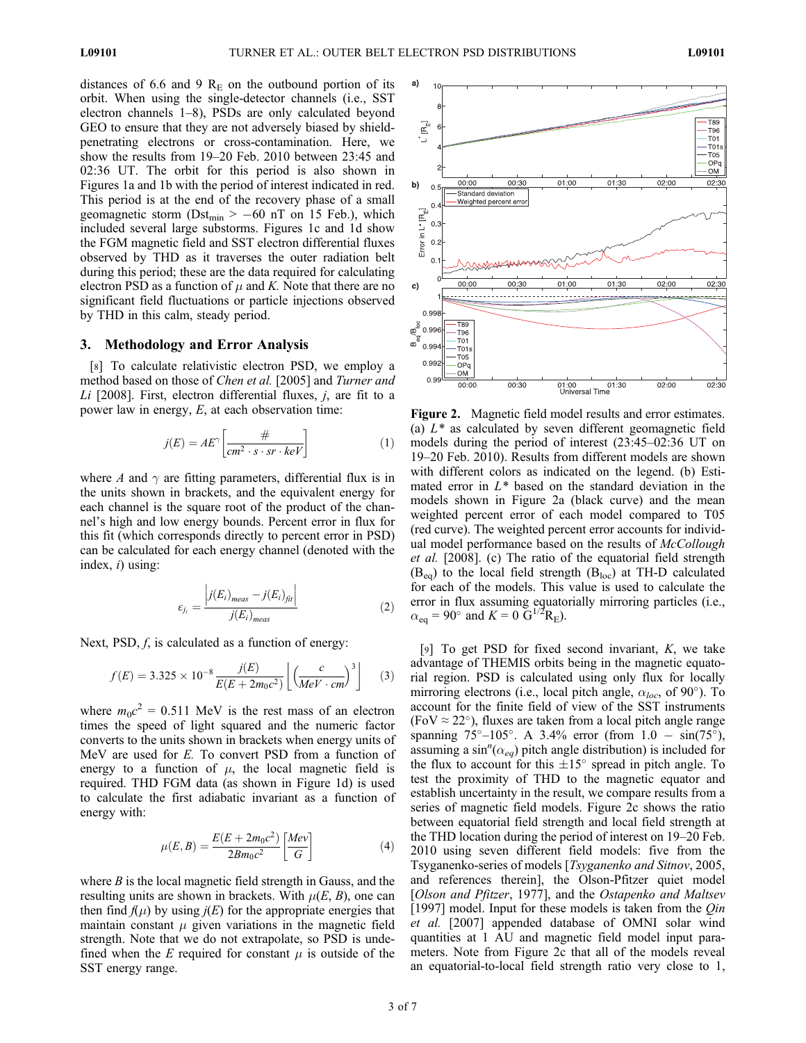distances of 6.6 and 9 $R_E$ on the outbound portion of its orbit. When using the single-detector channels (i.e., SST electron channels 1–8), PSDs are only calculated beyond GEO to ensure that they are not adversely biased by shield-penetrating electrons or cross-contamination. Here, we show the results from 19–20 Feb. 2010 between 23:45 and 02:36 UT. The orbit for this period is also shown in Figures 1a and 1b with the period of interest indicated in red. This period is at the end of the recovery phase of a small geomagnetic storm ($Dst_{min} > -60$ nT on 15 Feb.), which included several large substorms. Figures 1c and 1d show the FGM magnetic field and SST electron differential fluxes observed by THD as it traverses the outer radiation belt during this period; these are the data required for calculating electron PSD as a function of $\mu$ and $K$. Note that there are no significant field fluctuations or particle injections observed by THD in this calm, steady period.

## 3. Methodology and Error Analysis

[8] To calculate relativistic electron PSD, we employ a method based on those of *Chen et al.* [2005] and *Turner and Li* [2008]. First, electron differential fluxes, $j$, are fit to a power law in energy, $E$, at each observation time:

$$j(E) = AE^{\gamma}\left[\frac{\#}{cm^2 \cdot s \cdot sr \cdot keV}\right] \quad (1)$$

where $A$ and $\gamma$ are fitting parameters, differential flux is in the units shown in brackets, and the equivalent energy for each channel is the square root of the product of the channel's high and low energy bounds. Percent error in flux for this fit (which corresponds directly to percent error in PSD) can be calculated for each energy channel (denoted with the index, $i$) using:

$$\varepsilon_{j_i} = \frac{\left|j(E_i)_{meas} - j(E_i)_{fit}\right|}{j(E_i)_{meas}} \quad (2)$$

Next, PSD, $f$, is calculated as a function of energy:

$$f(E) = 3.325 \times 10^{-8}\frac{j(E)}{E(E+2m_0c^2)}\left[\left(\frac{c}{MeV \cdot cm}\right)^3\right] \quad (3)$$

where $m_0c^2 = 0.511$ MeV is the rest mass of an electron times the speed of light squared and the numeric factor converts to the units shown in brackets when energy units of MeV are used for $E$. To convert PSD from a function of energy to a function of $\mu$, the local magnetic field is required. THD FGM data (as shown in Figure 1d) is used to calculate the first adiabatic invariant as a function of energy with:

$$\mu(E, B) = \frac{E(E+2m_0c^2)}{2Bm_0c^2}\left[\frac{Mev}{G}\right] \quad (4)$$

where $B$ is the local magnetic field strength in Gauss, and the resulting units are shown in brackets. With $\mu(E, B)$, one can then find $f(\mu)$ by using $j(E)$ for the appropriate energies that maintain constant $\mu$ given variations in the magnetic field strength. Note that we do not extrapolate, so PSD is undefined when the $E$ required for constant $\mu$ is outside of the SST energy range.

**Figure 2.** Magnetic field model results and error estimates. (a) $L^*$ as calculated by seven different geomagnetic field models during the period of interest (23:45–02:36 UT on 19–20 Feb. 2010). Results from different models are shown with different colors as indicated on the legend. (b) Estimated error in $L^*$ based on the standard deviation in the models shown in Figure 2a (black curve) and the mean weighted percent error of each model compared to T05 (red curve). The weighted percent error accounts for individual model performance based on the results of *McCollough et al.* [2008]. (c) The ratio of the equatorial field strength ($B_{eq}$) to the local field strength ($B_{loc}$) at TH-D calculated for each of the models. This value is used to calculate the error in flux assuming equatorially mirroring particles (i.e., $\alpha_{eq} = 90°$ and $K = 0$ $G^{1/2}R_E$).

[9] To get PSD for fixed second invariant, $K$, we take advantage of THEMIS orbits being in the magnetic equatorial region. PSD is calculated using only flux for locally mirroring electrons (i.e., local pitch angle, $\alpha_{loc}$, of 90°). To account for the finite field of view of the SST instruments (FoV ≈ 22°), fluxes are taken from a local pitch angle range spanning 75°–105°. A 3.4% error (from $1.0 - \sin(75°)$, assuming a $\sin^n(\alpha_{eq})$ pitch angle distribution) is included for the flux to account for this ±15° spread in pitch angle. To test the proximity of THD to the magnetic equator and establish uncertainty in the result, we compare results from a series of magnetic field models. Figure 2c shows the ratio between equatorial field strength and local field strength at the THD location during the period of interest on 19–20 Feb. 2010 using seven different field models: five from the Tsyganenko-series of models [*Tsyganenko and Sitnov*, 2005, and references therein], the Olson-Pfitzer quiet model [*Olson and Pfitzer*, 1977], and the *Ostapenko and Maltsev* [1997] model. Input for these models is taken from the *Qin et al.* [2007] appended database of OMNI solar wind quantities at 1 AU and magnetic field model input parameters. Note from Figure 2c that all of the models reveal an equatorial-to-local field strength ratio very close to 1,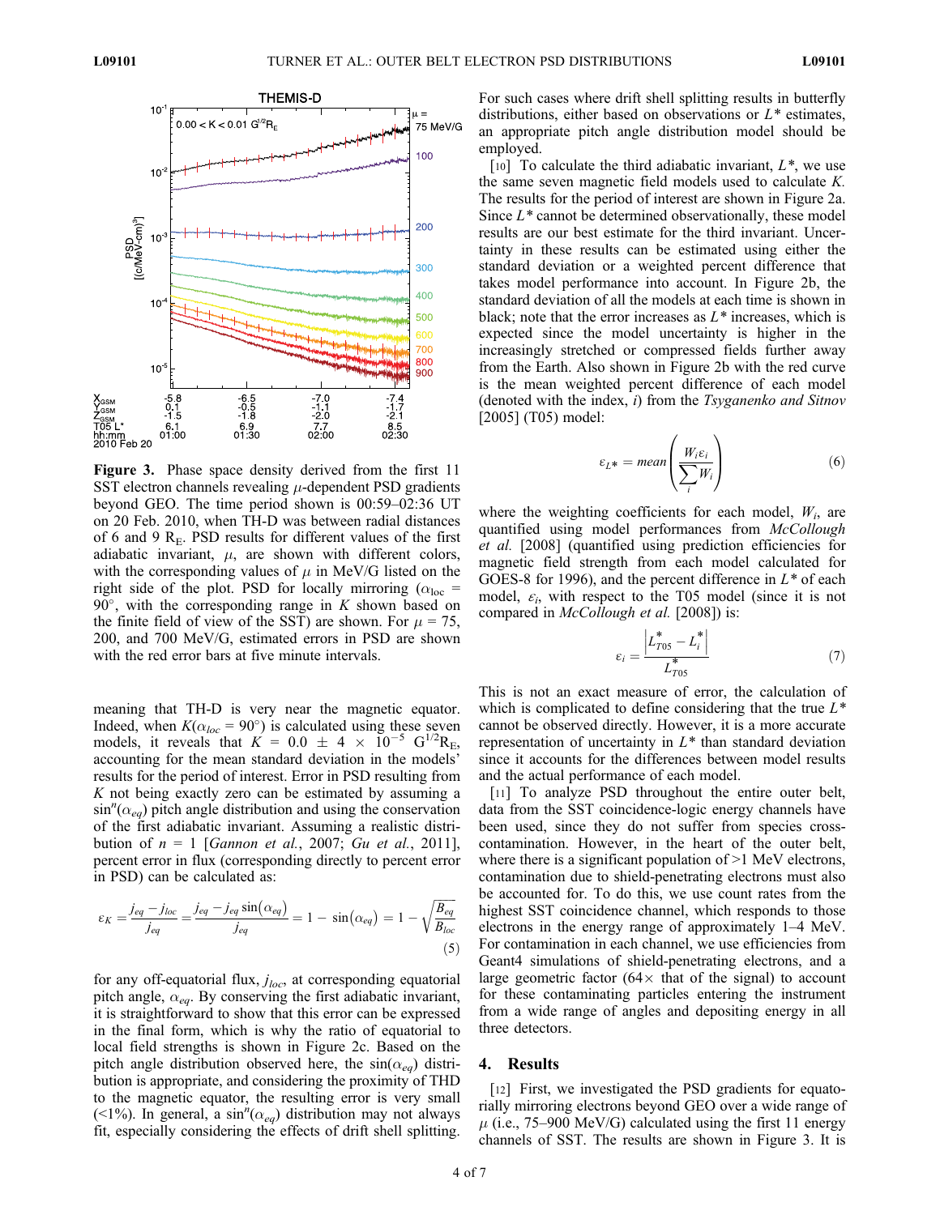**Figure 3.** Phase space density derived from the first 11 SST electron channels revealing $\mu$-dependent PSD gradients beyond GEO. The time period shown is 00:59–02:36 UT on 20 Feb. 2010, when TH-D was between radial distances of 6 and 9 $R_E$. PSD results for different values of the first adiabatic invariant, $\mu$, are shown with different colors, with the corresponding values of $\mu$ in MeV/G listed on the right side of the plot. PSD for locally mirroring ($\alpha_{loc}$ = 90°, with the corresponding range in $K$ shown based on the finite field of view of the SST) are shown. For $\mu$ = 75, 200, and 700 MeV/G, estimated errors in PSD are shown with the red error bars at five minute intervals.

meaning that TH-D is very near the magnetic equator. Indeed, when $K(\alpha_{loc} = 90°)$ is calculated using these seven models, it reveals that $K = 0.0 \pm 4 \times 10^{-5}$ $G^{1/2}R_E$, accounting for the mean standard deviation in the models' results for the period of interest. Error in PSD resulting from $K$ not being exactly zero can be estimated by assuming a $\sin^n(\alpha_{eq})$ pitch angle distribution and using the conservation of the first adiabatic invariant. Assuming a realistic distribution of $n$ = 1 [*Gannon et al.*, 2007; *Gu et al.*, 2011], percent error in flux (corresponding directly to percent error in PSD) can be calculated as:

$$\varepsilon_K = \frac{j_{eq} - j_{loc}}{j_{eq}} = \frac{j_{eq} - j_{eq}\sin(\alpha_{eq})}{j_{eq}} = 1 - \sin(\alpha_{eq}) = 1 - \sqrt{\frac{B_{eq}}{B_{loc}}} \tag{5}$$

for any off-equatorial flux, $j_{loc}$, at corresponding equatorial pitch angle, $\alpha_{eq}$. By conserving the first adiabatic invariant, it is straightforward to show that this error can be expressed in the final form, which is why the ratio of equatorial to local field strengths is shown in Figure 2c. Based on the pitch angle distribution observed here, the $\sin(\alpha_{eq})$ distribution is appropriate, and considering the proximity of THD to the magnetic equator, the resulting error is very small (<1%). In general, a $\sin^n(\alpha_{eq})$ distribution may not always fit, especially considering the effects of drift shell splitting. For such cases where drift shell splitting results in butterfly distributions, either based on observations or $L^*$ estimates, an appropriate pitch angle distribution model should be employed.

[10] To calculate the third adiabatic invariant, $L^*$, we use the same seven magnetic field models used to calculate $K$. The results for the period of interest are shown in Figure 2a. Since $L^*$ cannot be determined observationally, these model results are our best estimate for the third invariant. Uncertainty in these results can be estimated using either the standard deviation or a weighted percent difference that takes model performance into account. In Figure 2b, the standard deviation of all the models at each time is shown in black; note that the error increases as $L^*$ increases, which is expected since the model uncertainty is higher in the increasingly stretched or compressed fields further away from the Earth. Also shown in Figure 2b with the red curve is the mean weighted percent difference of each model (denoted with the index, $i$) from the *Tsyganenko and Sitnov* [2005] (T05) model:

$$\varepsilon_{L^*} = mean\left(\frac{W_i \varepsilon_i}{\sum_i W_i}\right) \tag{6}$$

where the weighting coefficients for each model, $W_i$, are quantified using model performances from *McCollough et al.* [2008] (quantified using prediction efficiencies for magnetic field strength from each model calculated for GOES-8 for 1996), and the percent difference in $L^*$ of each model, $\varepsilon_i$, with respect to the T05 model (since it is not compared in *McCollough et al.* [2008]) is:

$$\varepsilon_i = \frac{\left|L^*_{T05} - L^*_i\right|}{L^*_{T05}} \tag{7}$$

This is not an exact measure of error, the calculation of which is complicated to define considering that the true $L^*$ cannot be observed directly. However, it is a more accurate representation of uncertainty in $L^*$ than standard deviation since it accounts for the differences between model results and the actual performance of each model.

[11] To analyze PSD throughout the entire outer belt, data from the SST coincidence-logic energy channels have been used, since they do not suffer from species cross-contamination. However, in the heart of the outer belt, where there is a significant population of >1 MeV electrons, contamination due to shield-penetrating electrons must also be accounted for. To do this, we use count rates from the highest SST coincidence channel, which responds to those electrons in the energy range of approximately 1–4 MeV. For contamination in each channel, we use efficiencies from Geant4 simulations of shield-penetrating electrons, and a large geometric factor (64× that of the signal) to account for these contaminating particles entering the instrument from a wide range of angles and depositing energy in all three detectors.

## 4. Results

[12] First, we investigated the PSD gradients for equatorially mirroring electrons beyond GEO over a wide range of $\mu$ (i.e., 75–900 MeV/G) calculated using the first 11 energy channels of SST. The results are shown in Figure 3. It is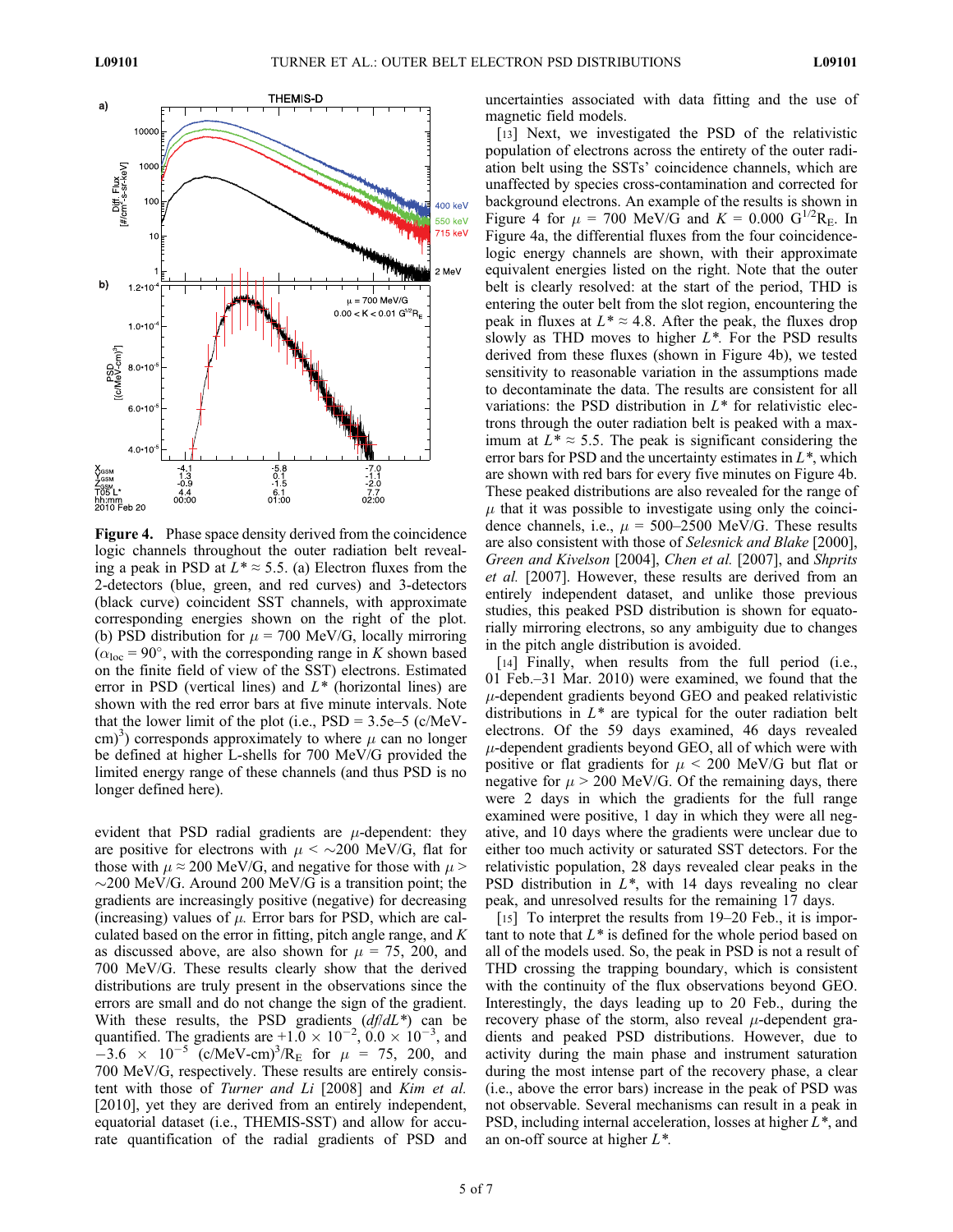**Figure 4.** Phase space density derived from the coincidence logic channels throughout the outer radiation belt revealing a peak in PSD at $L^* \approx 5.5$. (a) Electron fluxes from the 2-detectors (blue, green, and red curves) and 3-detectors (black curve) coincident SST channels, with approximate corresponding energies shown on the right of the plot. (b) PSD distribution for $\mu$ = 700 MeV/G, locally mirroring ($\alpha_{loc} = 90°$, with the corresponding range in $K$ shown based on the finite field of view of the SST) electrons. Estimated error in PSD (vertical lines) and $L^*$ (horizontal lines) are shown with the red error bars at five minute intervals. Note that the lower limit of the plot (i.e., PSD = 3.5e–5 (c/MeV-cm)$^3$) corresponds approximately to where $\mu$ can no longer be defined at higher L-shells for 700 MeV/G provided the limited energy range of these channels (and thus PSD is no longer defined here).

evident that PSD radial gradients are $\mu$-dependent: they are positive for electrons with $\mu$ < ~200 MeV/G, flat for those with $\mu \approx 200$ MeV/G, and negative for those with $\mu$ > ~200 MeV/G. Around 200 MeV/G is a transition point; the gradients are increasingly positive (negative) for decreasing (increasing) values of $\mu$. Error bars for PSD, which are calculated based on the error in fitting, pitch angle range, and $K$ as discussed above, are also shown for $\mu$ = 75, 200, and 700 MeV/G. These results clearly show that the derived distributions are truly present in the observations since the errors are small and do not change the sign of the gradient. With these results, the PSD gradients ($df/dL^*$) can be quantified. The gradients are $+1.0 \times 10^{-2}$, $0.0 \times 10^{-3}$, and $-3.6 \times 10^{-5}$ (c/MeV-cm)$^3$/R$_E$ for $\mu$ = 75, 200, and 700 MeV/G, respectively. These results are entirely consistent with those of *Turner and Li* [2008] and *Kim et al.* [2010], yet they are derived from an entirely independent, equatorial dataset (i.e., THEMIS-SST) and allow for accurate quantification of the radial gradients of PSD and uncertainties associated with data fitting and the use of magnetic field models.

[13] Next, we investigated the PSD of the relativistic population of electrons across the entirety of the outer radiation belt using the SSTs' coincidence channels, which are unaffected by species cross-contamination and corrected for background electrons. An example of the results is shown in Figure 4 for $\mu$ = 700 MeV/G and $K$ = 0.000 G$^{1/2}$R$_E$. In Figure 4a, the differential fluxes from the four coincidence-logic energy channels are shown, with their approximate equivalent energies listed on the right. Note that the outer belt is clearly resolved: at the start of the period, THD is entering the outer belt from the slot region, encountering the peak in fluxes at $L^* \approx 4.8$. After the peak, the fluxes drop slowly as THD moves to higher $L^*$. For the PSD results derived from these fluxes (shown in Figure 4b), we tested sensitivity to reasonable variation in the assumptions made to decontaminate the data. The results are consistent for all variations: the PSD distribution in $L^*$ for relativistic electrons through the outer radiation belt is peaked with a maximum at $L^* \approx 5.5$. The peak is significant considering the error bars for PSD and the uncertainty estimates in $L^*$, which are shown with red bars for every five minutes on Figure 4b. These peaked distributions are also revealed for the range of $\mu$ that it was possible to investigate using only the coincidence channels, i.e., $\mu$ = 500–2500 MeV/G. These results are also consistent with those of *Selesnick and Blake* [2000], *Green and Kivelson* [2004], *Chen et al.* [2007], and *Shprits et al.* [2007]. However, these results are derived from an entirely independent dataset, and unlike those previous studies, this peaked PSD distribution is shown for equatorially mirroring electrons, so any ambiguity due to changes in the pitch angle distribution is avoided.

[14] Finally, when results from the full period (i.e., 01 Feb.–31 Mar. 2010) were examined, we found that the $\mu$-dependent gradients beyond GEO and peaked relativistic distributions in $L^*$ are typical for the outer radiation belt electrons. Of the 59 days examined, 46 days revealed $\mu$-dependent gradients beyond GEO, all of which were with positive or flat gradients for $\mu$ < 200 MeV/G but flat or negative for $\mu$ > 200 MeV/G. Of the remaining days, there were 2 days in which the gradients for the full range examined were positive, 1 day in which they were all negative, and 10 days where the gradients were unclear due to either too much activity or saturated SST detectors. For the relativistic population, 28 days revealed clear peaks in the PSD distribution in $L^*$, with 14 days revealing no clear peak, and unresolved results for the remaining 17 days.

[15] To interpret the results from 19–20 Feb., it is important to note that $L^*$ is defined for the whole period based on all of the models used. So, the peak in PSD is not a result of THD crossing the trapping boundary, which is consistent with the continuity of the flux observations beyond GEO. Interestingly, the days leading up to 20 Feb., during the recovery phase of the storm, also reveal $\mu$-dependent gradients and peaked PSD distributions. However, due to activity during the main phase and instrument saturation during the most intense part of the recovery phase, a clear (i.e., above the error bars) increase in the peak of PSD was not observable. Several mechanisms can result in a peak in PSD, including internal acceleration, losses at higher $L^*$, and an on-off source at higher $L^*$.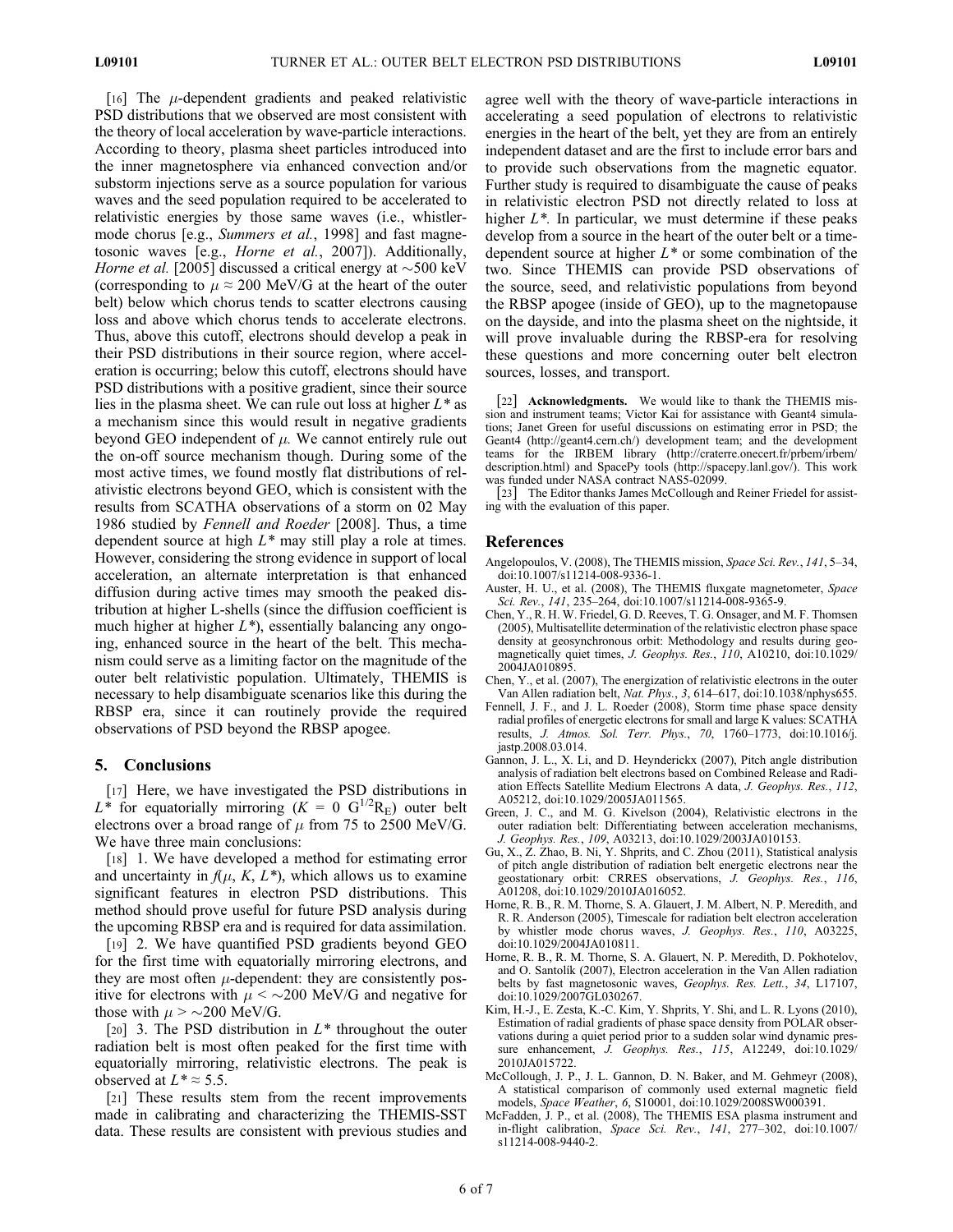[16] The $\mu$-dependent gradients and peaked relativistic PSD distributions that we observed are most consistent with the theory of local acceleration by wave-particle interactions. According to theory, plasma sheet particles introduced into the inner magnetosphere via enhanced convection and/or substorm injections serve as a source population for various waves and the seed population required to be accelerated to relativistic energies by those same waves (i.e., whistler-mode chorus [e.g., *Summers et al.*, 1998] and fast magnetosonic waves [e.g., *Horne et al.*, 2007]). Additionally, *Horne et al.* [2005] discussed a critical energy at $\sim$500 keV (corresponding to $\mu \approx 200$ MeV/G at the heart of the outer belt) below which chorus tends to scatter electrons causing loss and above which chorus tends to accelerate electrons. Thus, above this cutoff, electrons should develop a peak in their PSD distributions in their source region, where acceleration is occurring; below this cutoff, electrons should have PSD distributions with a positive gradient, since their source lies in the plasma sheet. We can rule out loss at higher $L^*$ as a mechanism since this would result in negative gradients beyond GEO independent of $\mu$. We cannot entirely rule out the on-off source mechanism though. During some of the most active times, we found mostly flat distributions of relativistic electrons beyond GEO, which is consistent with the results from SCATHA observations of a storm on 02 May 1986 studied by *Fennell and Roeder* [2008]. Thus, a time dependent source at high $L^*$ may still play a role at times. However, considering the strong evidence in support of local acceleration, an alternate interpretation is that enhanced diffusion during active times may smooth the peaked distribution at higher L-shells (since the diffusion coefficient is much higher at higher $L^*$), essentially balancing any ongoing, enhanced source in the heart of the belt. This mechanism could serve as a limiting factor on the magnitude of the outer belt relativistic population. Ultimately, THEMIS is necessary to help disambiguate scenarios like this during the RBSP era, since it can routinely provide the required observations of PSD beyond the RBSP apogee.

## 5. Conclusions

[17] Here, we have investigated the PSD distributions in $L^*$ for equatorially mirroring ($K = 0$ $G^{1/2}R_E$) outer belt electrons over a broad range of $\mu$ from 75 to 2500 MeV/G. We have three main conclusions:

[18] 1. We have developed a method for estimating error and uncertainty in $f(\mu, K, L^*)$, which allows us to examine significant features in electron PSD distributions. This method should prove useful for future PSD analysis during the upcoming RBSP era and is required for data assimilation.

[19] 2. We have quantified PSD gradients beyond GEO for the first time with equatorially mirroring electrons, and they are most often $\mu$-dependent: they are consistently positive for electrons with $\mu < \sim$200 MeV/G and negative for those with $\mu > \sim$200 MeV/G.

[20] 3. The PSD distribution in $L^*$ throughout the outer radiation belt is most often peaked for the first time with equatorially mirroring, relativistic electrons. The peak is observed at $L^* \approx 5.5$.

[21] These results stem from the recent improvements made in calibrating and characterizing the THEMIS-SST data. These results are consistent with previous studies and agree well with the theory of wave-particle interactions in accelerating a seed population of electrons to relativistic energies in the heart of the belt, yet they are from an entirely independent dataset and are the first to include error bars and to provide such observations from the magnetic equator. Further study is required to disambiguate the cause of peaks in relativistic electron PSD not directly related to loss at higher $L^*$. In particular, we must determine if these peaks develop from a source in the heart of the outer belt or a time-dependent source at higher $L^*$ or some combination of the two. Since THEMIS can provide PSD observations of the source, seed, and relativistic populations from beyond the RBSP apogee (inside of GEO), up to the magnetopause on the dayside, and into the plasma sheet on the nightside, it will prove invaluable during the RBSP-era for resolving these questions and more concerning outer belt electron sources, losses, and transport.

[22] **Acknowledgments.** We would like to thank the THEMIS mission and instrument teams; Victor Kai for assistance with Geant4 simulations; Janet Green for useful discussions on estimating error in PSD; the Geant4 (http://geant4.cern.ch/) development team; and the development teams for the IRBEM library (http://craterre.onecert.fr/prbem/irbem/description.html) and SpacePy tools (http://spacepy.lanl.gov/). This work was funded under NASA contract NAS5-02099.

[23] The Editor thanks James McCollough and Reiner Friedel for assisting with the evaluation of this paper.

## References

Angelopoulos, V. (2008), The THEMIS mission, *Space Sci. Rev.*, *141*, 5–34, doi:10.1007/s11214-008-9336-1.

Auster, H. U., et al. (2008), The THEMIS fluxgate magnetometer, *Space Sci. Rev.*, *141*, 235–264, doi:10.1007/s11214-008-9365-9.

Chen, Y., R. H. W. Friedel, G. D. Reeves, T. G. Onsager, and M. F. Thomsen (2005), Multisatellite determination of the relativistic electron phase space density at geosynchronous orbit: Methodology and results during geomagnetically quiet times, *J. Geophys. Res.*, *110*, A10210, doi:10.1029/2004JA010895.

Chen, Y., et al. (2007), The energization of relativistic electrons in the outer Van Allen radiation belt, *Nat. Phys.*, *3*, 614–617, doi:10.1038/nphys655.

Fennell, J. F., and J. L. Roeder (2008), Storm time phase space density radial profiles of energetic electrons for small and large K values: SCATHA results, *J. Atmos. Sol. Terr. Phys.*, *70*, 1760–1773, doi:10.1016/j.jastp.2008.03.014.

Gannon, J. L., X. Li, and D. Heynderickx (2007), Pitch angle distribution analysis of radiation belt electrons based on Combined Release and Radiation Effects Satellite Medium Electrons A data, *J. Geophys. Res.*, *112*, A05212, doi:10.1029/2005JA011565.

Green, J. C., and M. G. Kivelson (2004), Relativistic electrons in the outer radiation belt: Differentiating between acceleration mechanisms, *J. Geophys. Res.*, *109*, A03213, doi:10.1029/2003JA010153.

Gu, X., Z. Zhao, B. Ni, Y. Shprits, and C. Zhou (2011), Statistical analysis of pitch angle distribution of radiation belt energetic electrons near the geostationary orbit: CRRES observations, *J. Geophys. Res.*, *116*, A01208, doi:10.1029/2010JA016052.

Horne, R. B., R. M. Thorne, S. A. Glauert, J. M. Albert, N. P. Meredith, and R. R. Anderson (2005), Timescale for radiation belt electron acceleration by whistler mode chorus waves, *J. Geophys. Res.*, *110*, A03225, doi:10.1029/2004JA010811.

Horne, R. B., R. M. Thorne, S. A. Glauert, N. P. Meredith, D. Pokhotelov, and O. Santolík (2007), Electron acceleration in the Van Allen radiation belts by fast magnetosonic waves, *Geophys. Res. Lett.*, *34*, L17107, doi:10.1029/2007GL030267.

Kim, H.-J., E. Zesta, K.-C. Kim, Y. Shprits, Y. Shi, and L. R. Lyons (2010), Estimation of radial gradients of phase space density from POLAR observations during a quiet period prior to a sudden solar wind dynamic pressure enhancement, *J. Geophys. Res.*, *115*, A12249, doi:10.1029/2010JA015722.

McCollough, J. P., J. L. Gannon, D. N. Baker, and M. Gehmeyr (2008), A statistical comparison of commonly used external magnetic field models, *Space Weather*, *6*, S10001, doi:10.1029/2008SW000391.

McFadden, J. P., et al. (2008), The THEMIS ESA plasma instrument and in-flight calibration, *Space Sci. Rev.*, *141*, 277–302, doi:10.1007/s11214-008-9440-2.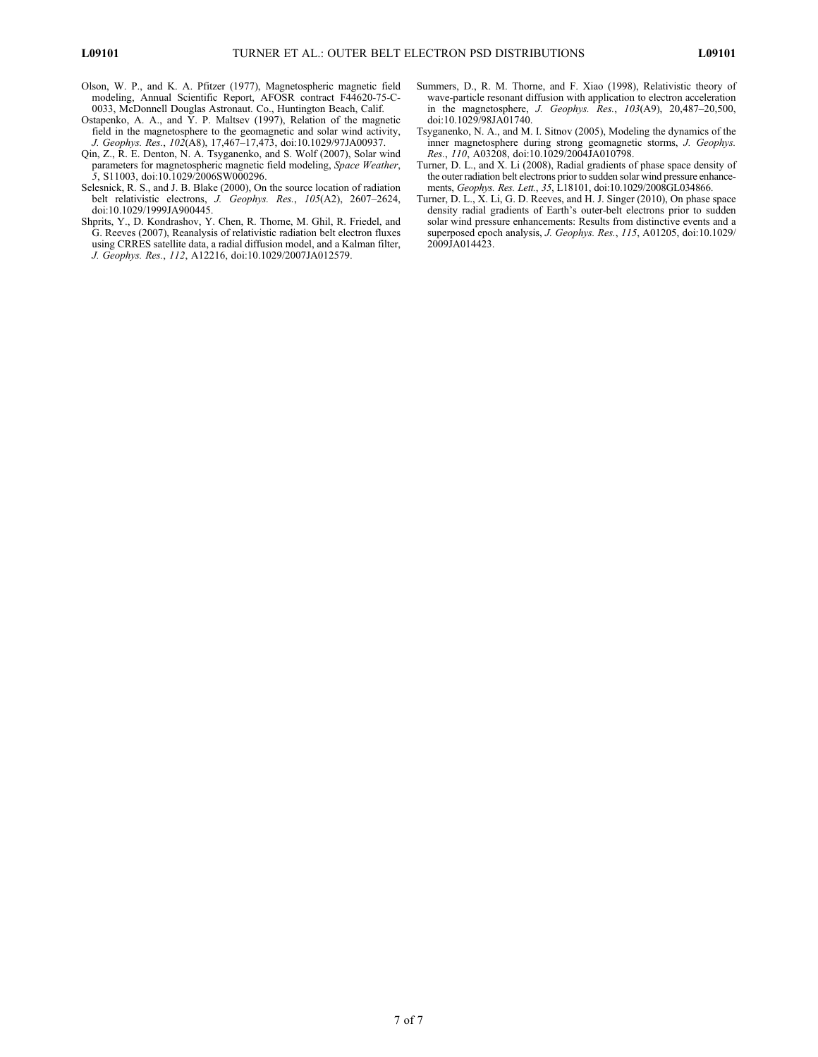Olson, W. P., and K. A. Pfitzer (1977), Magnetospheric magnetic field modeling, Annual Scientific Report, AFOSR contract F44620-75-C-0033, McDonnell Douglas Astronaut. Co., Huntington Beach, Calif.

Ostapenko, A. A., and Y. P. Maltsev (1997), Relation of the magnetic field in the magnetosphere to the geomagnetic and solar wind activity, *J. Geophys. Res.*, *102*(A8), 17,467–17,473, doi:10.1029/97JA00937.

Qin, Z., R. E. Denton, N. A. Tsyganenko, and S. Wolf (2007), Solar wind parameters for magnetospheric magnetic field modeling, *Space Weather*, *5*, S11003, doi:10.1029/2006SW000296.

Selesnick, R. S., and J. B. Blake (2000), On the source location of radiation belt relativistic electrons, *J. Geophys. Res.*, *105*(A2), 2607–2624, doi:10.1029/1999JA900445.

Shprits, Y., D. Kondrashov, Y. Chen, R. Thorne, M. Ghil, R. Friedel, and G. Reeves (2007), Reanalysis of relativistic radiation belt electron fluxes using CRRES satellite data, a radial diffusion model, and a Kalman filter, *J. Geophys. Res.*, *112*, A12216, doi:10.1029/2007JA012579.

Summers, D., R. M. Thorne, and F. Xiao (1998), Relativistic theory of wave-particle resonant diffusion with application to electron acceleration in the magnetosphere, *J. Geophys. Res.*, *103*(A9), 20,487–20,500, doi:10.1029/98JA01740.

Tsyganenko, N. A., and M. I. Sitnov (2005), Modeling the dynamics of the inner magnetosphere during strong geomagnetic storms, *J. Geophys. Res.*, *110*, A03208, doi:10.1029/2004JA010798.

Turner, D. L., and X. Li (2008), Radial gradients of phase space density of the outer radiation belt electrons prior to sudden solar wind pressure enhancements, *Geophys. Res. Lett.*, *35*, L18101, doi:10.1029/2008GL034866.

Turner, D. L., X. Li, G. D. Reeves, and H. J. Singer (2010), On phase space density radial gradients of Earth's outer-belt electrons prior to sudden solar wind pressure enhancements: Results from distinctive events and a superposed epoch analysis, *J. Geophys. Res.*, *115*, A01205, doi:10.1029/2009JA014423.